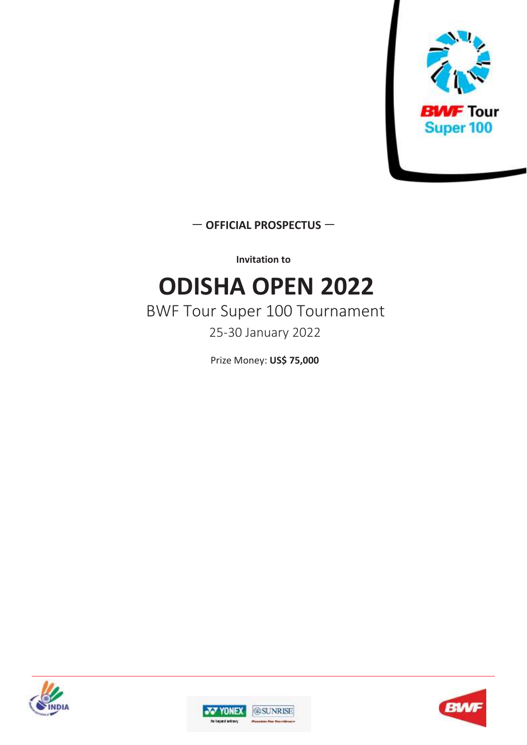— **OFFICIAL PROSPECTUS** —

**Invitation to**

# ODISHA OPEN 2022

BWF Tour Super 100 Tournament

25-30 January 2022

Prize Money: **US$ 75,000**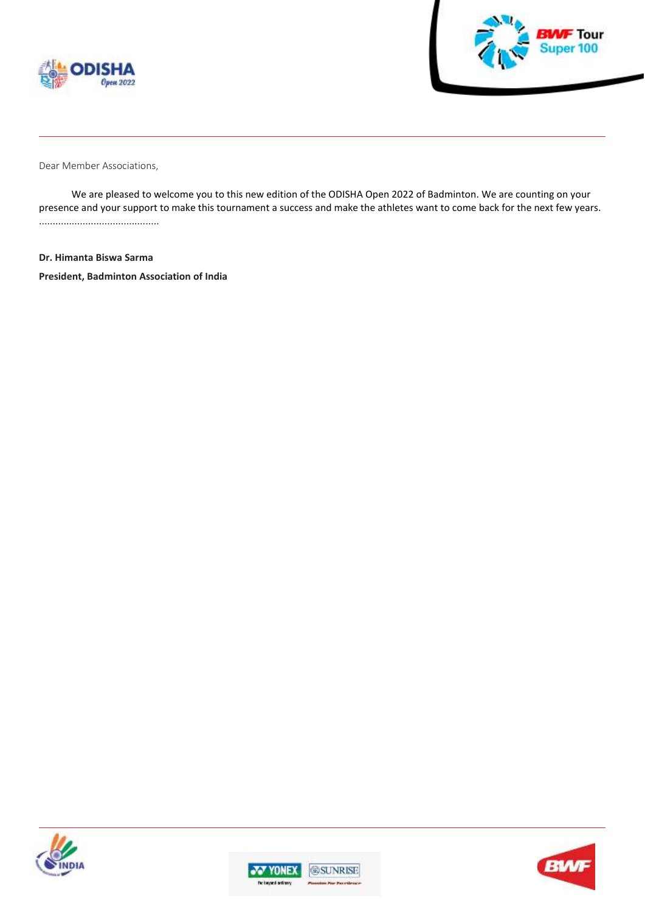Dear Member Associations,

We are pleased to welcome you to this new edition of the ODISHA Open 2022 of Badminton. We are counting on your presence and your support to make this tournament a success and make the athletes want to come back for the next few years. ...........................................

**Dr. Himanta Biswa Sarma**

**President, Badminton Association of India**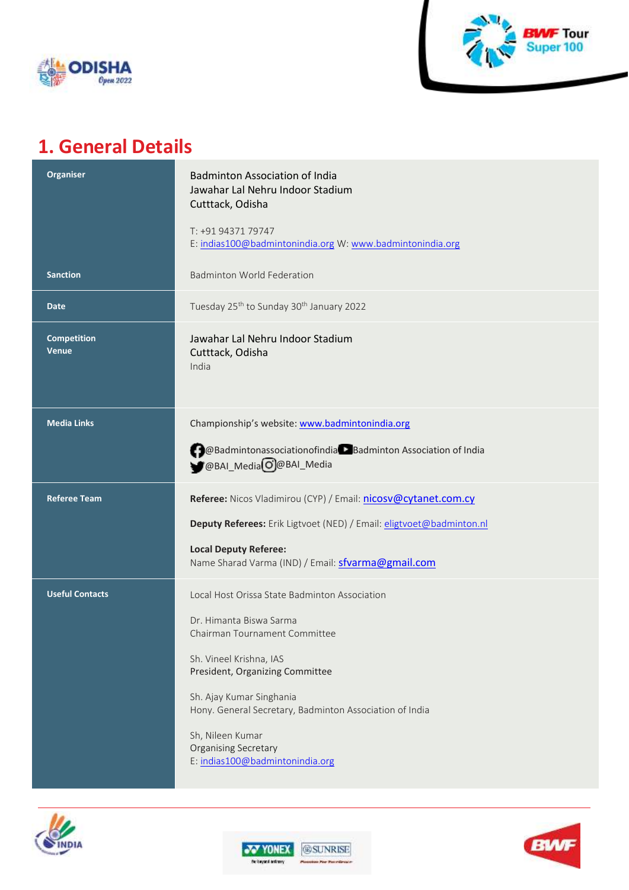# 1. General Details

| | |
|---|---|
| **Organiser** | Badminton Association of India<br>Jawahar Lal Nehru Indoor Stadium<br>Cutttack, Odisha<br><br>T: +91 94371 79747<br>E: indias100@badmintonindia.org W: www.badmintonindia.org |
| **Sanction** | Badminton World Federation |
| **Date** | Tuesday 25th to Sunday 30th January 2022 |
| **Competition Venue** | Jawahar Lal Nehru Indoor Stadium<br>Cutttack, Odisha<br>India |
| **Media Links** | Championship's website: www.badmintonindia.org<br><br>@Badmintonassociationofindia Badminton Association of India<br>@BAI_Media @BAI_Media |
| **Referee Team** | **Referee:** Nicos Vladimirou (CYP) / Email: nicosv@cytanet.com.cy<br><br>**Deputy Referees:** Erik Ligtvoet (NED) / Email: eligtvoet@badminton.nl<br><br>**Local Deputy Referee:**<br>Name Sharad Varma (IND) / Email: sfvarma@gmail.com |
| **Useful Contacts** | Local Host Orissa State Badminton Association<br><br>Dr. Himanta Biswa Sarma<br>Chairman Tournament Committee<br><br>Sh. Vineel Krishna, IAS<br>President, Organizing Committee<br><br>Sh. Ajay Kumar Singhania<br>Hony. General Secretary, Badminton Association of India<br><br>Sh, Nileen Kumar<br>Organising Secretary<br>E: indias100@badmintonindia.org |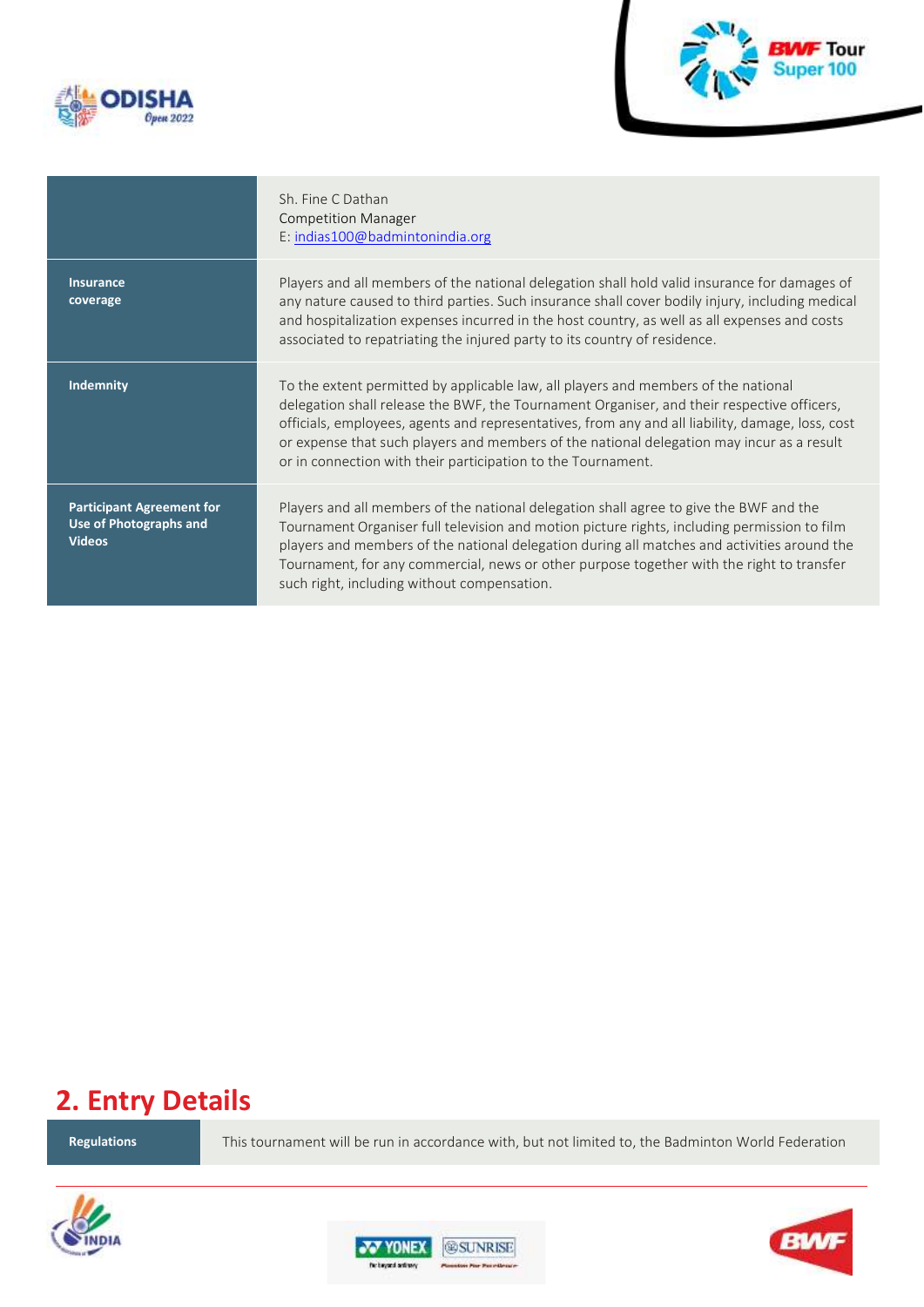| | |
|---|---|
| | Sh. Fine C Dathan<br>Competition Manager<br>E: indias100@badmintonindia.org |
| **Insurance coverage** | Players and all members of the national delegation shall hold valid insurance for damages of any nature caused to third parties. Such insurance shall cover bodily injury, including medical and hospitalization expenses incurred in the host country, as well as all expenses and costs associated to repatriating the injured party to its country of residence. |
| **Indemnity** | To the extent permitted by applicable law, all players and members of the national delegation shall release the BWF, the Tournament Organiser, and their respective officers, officials, employees, agents and representatives, from any and all liability, damage, loss, cost or expense that such players and members of the national delegation may incur as a result or in connection with their participation to the Tournament. |
| **Participant Agreement for Use of Photographs and Videos** | Players and all members of the national delegation shall agree to give the BWF and the Tournament Organiser full television and motion picture rights, including permission to film players and members of the national delegation during all matches and activities around the Tournament, for any commercial, news or other purpose together with the right to transfer such right, including without compensation. |

## 2. Entry Details

| | |
|---|---|
| **Regulations** | This tournament will be run in accordance with, but not limited to, the Badminton World Federation |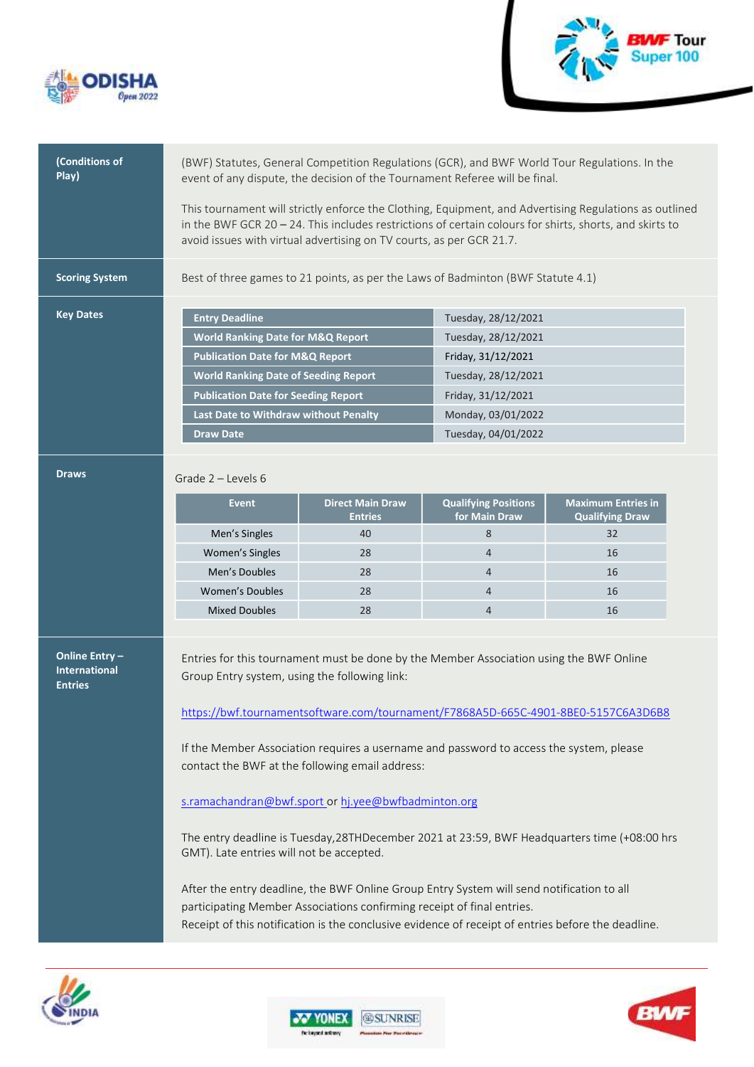**(Conditions of Play)**

(BWF) Statutes, General Competition Regulations (GCR), and BWF World Tour Regulations. In the event of any dispute, the decision of the Tournament Referee will be final.

This tournament will strictly enforce the Clothing, Equipment, and Advertising Regulations as outlined in the BWF GCR 20 – 24. This includes restrictions of certain colours for shirts, shorts, and skirts to avoid issues with virtual advertising on TV courts, as per GCR 21.7.

**Scoring System**

Best of three games to 21 points, as per the Laws of Badminton (BWF Statute 4.1)

**Key Dates**

| | |
|---|---|
| **Entry Deadline** | Tuesday, 28/12/2021 |
| **World Ranking Date for M&Q Report** | Tuesday, 28/12/2021 |
| **Publication Date for M&Q Report** | Friday, 31/12/2021 |
| **World Ranking Date of Seeding Report** | Tuesday, 28/12/2021 |
| **Publication Date for Seeding Report** | Friday, 31/12/2021 |
| **Last Date to Withdraw without Penalty** | Monday, 03/01/2022 |
| **Draw Date** | Tuesday, 04/01/2022 |

**Draws**

Grade 2 – Levels 6

| Event | Direct Main Draw Entries | Qualifying Positions for Main Draw | Maximum Entries in Qualifying Draw |
|---|---|---|---|
| Men's Singles | 40 | 8 | 32 |
| Women's Singles | 28 | 4 | 16 |
| Men's Doubles | 28 | 4 | 16 |
| Women's Doubles | 28 | 4 | 16 |
| Mixed Doubles | 28 | 4 | 16 |

**Online Entry – International Entries**

Entries for this tournament must be done by the Member Association using the BWF Online Group Entry system, using the following link:

https://bwf.tournamentsoftware.com/tournament/F7868A5D-665C-4901-8BE0-5157C6A3D6B8

If the Member Association requires a username and password to access the system, please contact the BWF at the following email address:

s.ramachandran@bwf.sport or hj.yee@bwfbadminton.org

The entry deadline is Tuesday,28THDecember 2021 at 23:59, BWF Headquarters time (+08:00 hrs GMT). Late entries will not be accepted.

After the entry deadline, the BWF Online Group Entry System will send notification to all participating Member Associations confirming receipt of final entries.
Receipt of this notification is the conclusive evidence of receipt of entries before the deadline.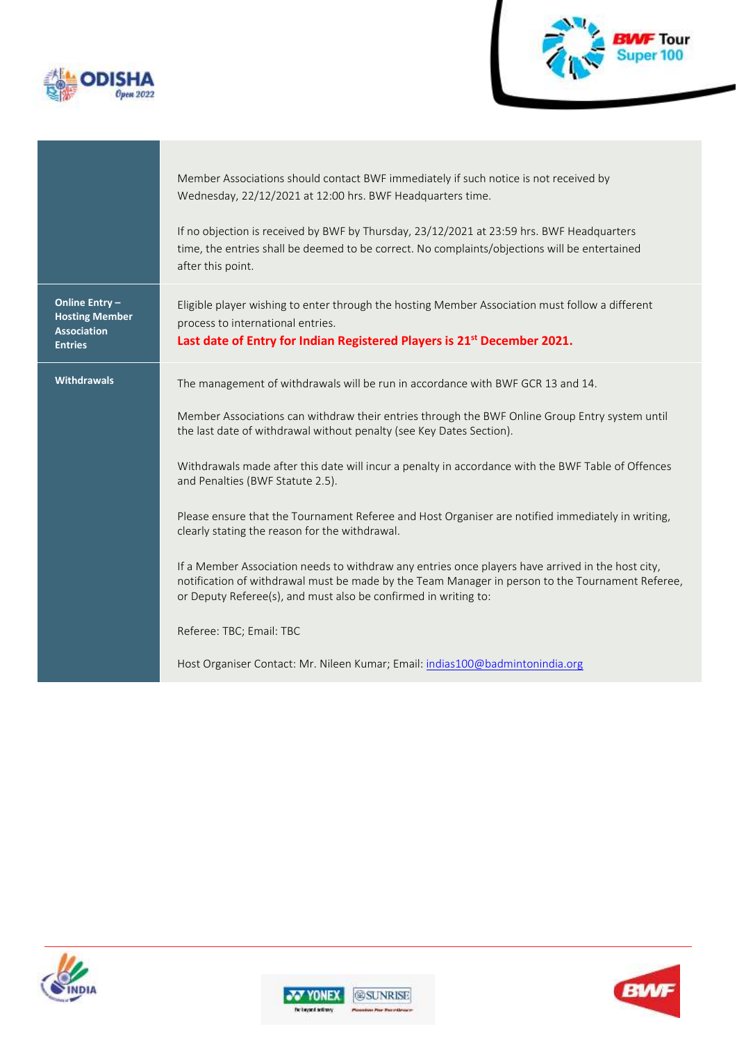| | |
|---|---|
| | Member Associations should contact BWF immediately if such notice is not received by Wednesday, 22/12/2021 at 12:00 hrs. BWF Headquarters time.<br><br>If no objection is received by BWF by Thursday, 23/12/2021 at 23:59 hrs. BWF Headquarters time, the entries shall be deemed to be correct. No complaints/objections will be entertained after this point. |
| **Online Entry – Hosting Member Association Entries** | Eligible player wishing to enter through the hosting Member Association must follow a different process to international entries.<br>**Last date of Entry for Indian Registered Players is 21st December 2021.** |
| **Withdrawals** | The management of withdrawals will be run in accordance with BWF GCR 13 and 14.<br><br>Member Associations can withdraw their entries through the BWF Online Group Entry system until the last date of withdrawal without penalty (see Key Dates Section).<br><br>Withdrawals made after this date will incur a penalty in accordance with the BWF Table of Offences and Penalties (BWF Statute 2.5).<br><br>Please ensure that the Tournament Referee and Host Organiser are notified immediately in writing, clearly stating the reason for the withdrawal.<br><br>If a Member Association needs to withdraw any entries once players have arrived in the host city, notification of withdrawal must be made by the Team Manager in person to the Tournament Referee, or Deputy Referee(s), and must also be confirmed in writing to:<br><br>Referee: TBC; Email: TBC<br><br>Host Organiser Contact: Mr. Nileen Kumar; Email: indias100@badmintonindia.org |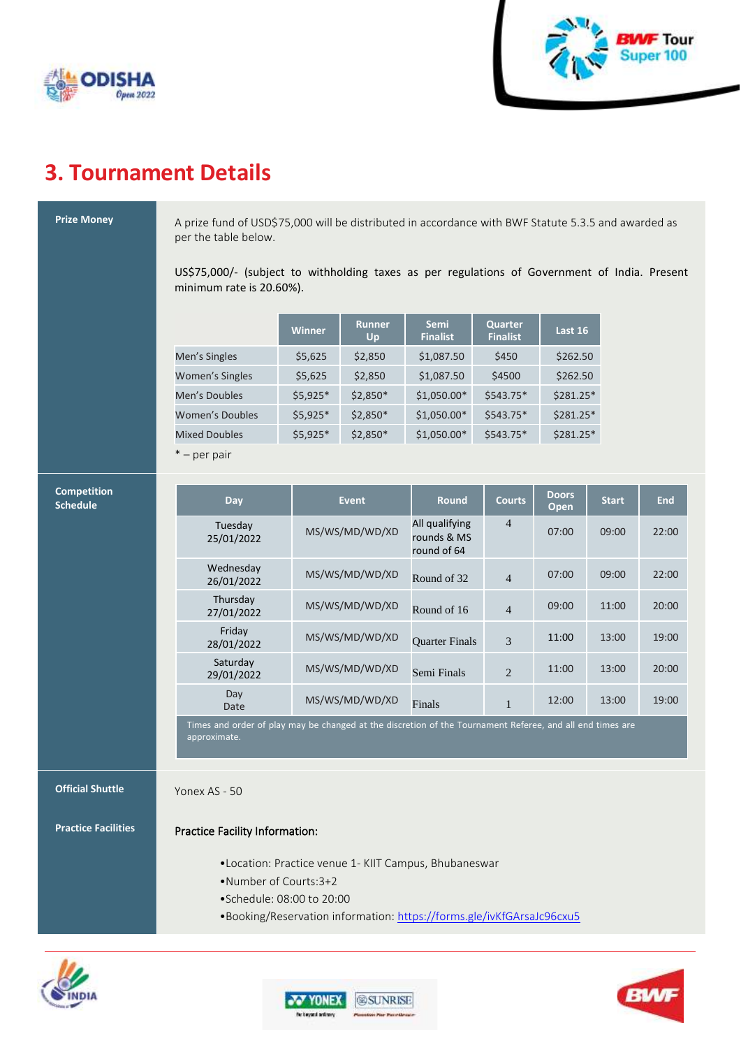# 3. Tournament Details

## Prize Money

A prize fund of USD$75,000 will be distributed in accordance with BWF Statute 5.3.5 and awarded as per the table below.

US$75,000/- (subject to withholding taxes as per regulations of Government of India. Present minimum rate is 20.60%).

| | Winner | Runner Up | Semi Finalist | Quarter Finalist | Last 16 |
|---|---|---|---|---|---|
| Men's Singles | $5,625 | $2,850 | $1,087.50 | $450 | $262.50 |
| Women's Singles | $5,625 | $2,850 | $1,087.50 | $4500 | $262.50 |
| Men's Doubles | $5,925* | $2,850* | $1,050.00* | $543.75* | $281.25* |
| Women's Doubles | $5,925* | $2,850* | $1,050.00* | $543.75* | $281.25* |
| Mixed Doubles | $5,925* | $2,850* | $1,050.00* | $543.75* | $281.25* |

* – per pair

## Competition Schedule

| Day | Event | Round | Courts | Doors Open | Start | End |
|---|---|---|---|---|---|---|
| Tuesday 25/01/2022 | MS/WS/MD/WD/XD | All qualifying rounds & MS round of 64 | 4 | 07:00 | 09:00 | 22:00 |
| Wednesday 26/01/2022 | MS/WS/MD/WD/XD | Round of 32 | 4 | 07:00 | 09:00 | 22:00 |
| Thursday 27/01/2022 | MS/WS/MD/WD/XD | Round of 16 | 4 | 09:00 | 11:00 | 20:00 |
| Friday 28/01/2022 | MS/WS/MD/WD/XD | Quarter Finals | 3 | 11:00 | 13:00 | 19:00 |
| Saturday 29/01/2022 | MS/WS/MD/WD/XD | Semi Finals | 2 | 11:00 | 13:00 | 20:00 |
| Day Date | MS/WS/MD/WD/XD | Finals | 1 | 12:00 | 13:00 | 19:00 |

Times and order of play may be changed at the discretion of the Tournament Referee, and all end times are approximate.

## Official Shuttle

Yonex AS - 50

## Practice Facilities

Practice Facility Information:

- Location: Practice venue 1- KIIT Campus, Bhubaneswar
- Number of Courts:3+2
- Schedule: 08:00 to 20:00
- Booking/Reservation information: https://forms.gle/ivKfGArsaJc96cxu5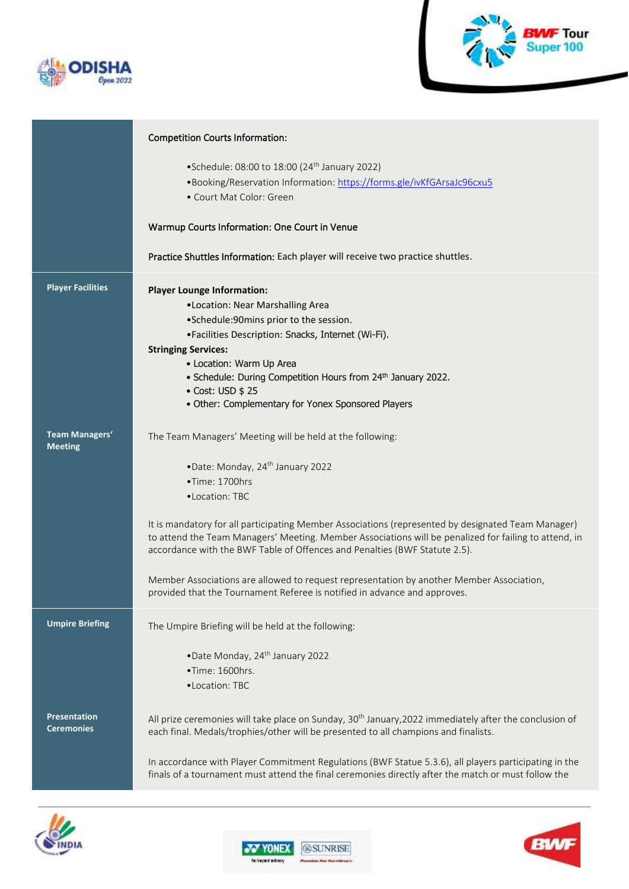| | |
|---|---|
| | **Competition Courts Information:**<br><br>•Schedule: 08:00 to 18:00 (24th January 2022)<br>•Booking/Reservation Information: https://forms.gle/ivKfGArsaJc96cxu5<br>• Court Mat Color: Green<br><br>**Warmup Courts Information: One Court in Venue**<br><br>**Practice Shuttles Information:** Each player will receive two practice shuttles. |
| **Player Facilities** | **Player Lounge Information:**<br>•Location: Near Marshalling Area<br>•Schedule:90mins prior to the session.<br>•Facilities Description: Snacks, Internet (Wi-Fi).<br>**Stringing Services:**<br>• Location: Warm Up Area<br>• Schedule: During Competition Hours from 24th January 2022.<br>• Cost: USD $ 25<br>• Other: Complementary for Yonex Sponsored Players |
| **Team Managers' Meeting** | The Team Managers' Meeting will be held at the following:<br><br>•Date: Monday, 24th January 2022<br>•Time: 1700hrs<br>•Location: TBC<br><br>It is mandatory for all participating Member Associations (represented by designated Team Manager) to attend the Team Managers' Meeting. Member Associations will be penalized for failing to attend, in accordance with the BWF Table of Offences and Penalties (BWF Statute 2.5).<br><br>Member Associations are allowed to request representation by another Member Association, provided that the Tournament Referee is notified in advance and approves. |
| **Umpire Briefing** | The Umpire Briefing will be held at the following:<br><br>•Date Monday, 24th January 2022<br>•Time: 1600hrs.<br>•Location: TBC |
| **Presentation Ceremonies** | All prize ceremonies will take place on Sunday, 30th January,2022 immediately after the conclusion of each final. Medals/trophies/other will be presented to all champions and finalists.<br><br>In accordance with Player Commitment Regulations (BWF Statue 5.3.6), all players participating in the finals of a tournament must attend the final ceremonies directly after the match or must follow the |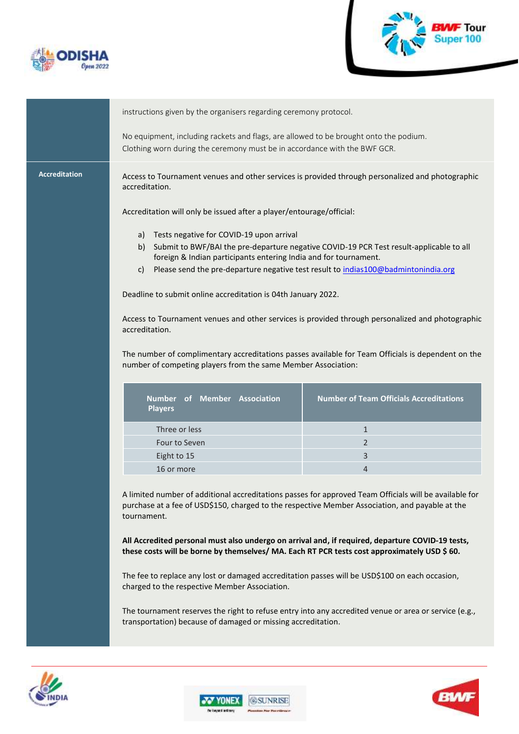instructions given by the organisers regarding ceremony protocol.

No equipment, including rackets and flags, are allowed to be brought onto the podium.
Clothing worn during the ceremony must be in accordance with the BWF GCR.

## Accreditation

Access to Tournament venues and other services is provided through personalized and photographic accreditation.

Accreditation will only be issued after a player/entourage/official:

a) Tests negative for COVID-19 upon arrival
b) Submit to BWF/BAI the pre-departure negative COVID-19 PCR Test result-applicable to all foreign & Indian participants entering India and for tournament.
c) Please send the pre-departure negative test result to indias100@badmintonindia.org

Deadline to submit online accreditation is 04th January 2022.

Access to Tournament venues and other services is provided through personalized and photographic accreditation.

The number of complimentary accreditations passes available for Team Officials is dependent on the number of competing players from the same Member Association:

| Number of Member Association Players | Number of Team Officials Accreditations |
|---|---|
| Three or less | 1 |
| Four to Seven | 2 |
| Eight to 15 | 3 |
| 16 or more | 4 |

A limited number of additional accreditations passes for approved Team Officials will be available for purchase at a fee of USD$150, charged to the respective Member Association, and payable at the tournament.

**All Accredited personal must also undergo on arrival and, if required, departure COVID-19 tests, these costs will be borne by themselves/ MA. Each RT PCR tests cost approximately USD $ 60.**

The fee to replace any lost or damaged accreditation passes will be USD$100 on each occasion, charged to the respective Member Association.

The tournament reserves the right to refuse entry into any accredited venue or area or service (e.g., transportation) because of damaged or missing accreditation.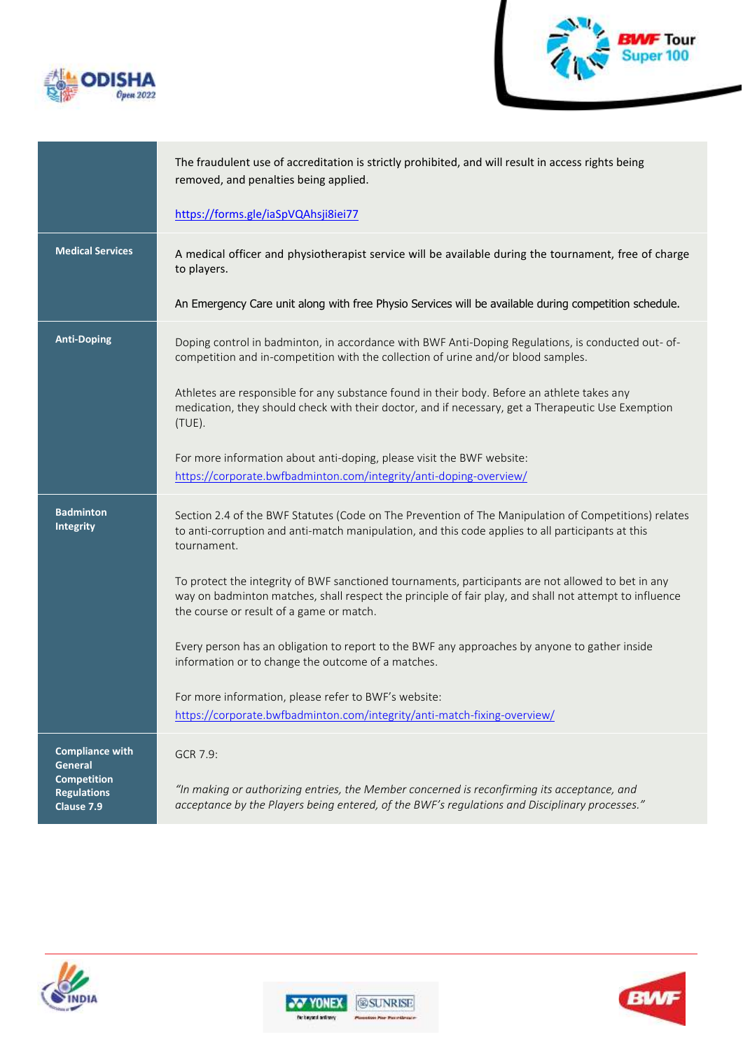| | |
|---|---|
| | The fraudulent use of accreditation is strictly prohibited, and will result in access rights being removed, and penalties being applied.<br><br>https://forms.gle/iaSpVQAhsji8iei77 |
| **Medical Services** | A medical officer and physiotherapist service will be available during the tournament, free of charge to players.<br><br>An Emergency Care unit along with free Physio Services will be available during competition schedule. |
| **Anti-Doping** | Doping control in badminton, in accordance with BWF Anti-Doping Regulations, is conducted out- of-competition and in-competition with the collection of urine and/or blood samples.<br><br>Athletes are responsible for any substance found in their body. Before an athlete takes any medication, they should check with their doctor, and if necessary, get a Therapeutic Use Exemption (TUE).<br><br>For more information about anti-doping, please visit the BWF website: https://corporate.bwfbadminton.com/integrity/anti-doping-overview/ |
| **Badminton Integrity** | Section 2.4 of the BWF Statutes (Code on The Prevention of The Manipulation of Competitions) relates to anti-corruption and anti-match manipulation, and this code applies to all participants at this tournament.<br><br>To protect the integrity of BWF sanctioned tournaments, participants are not allowed to bet in any way on badminton matches, shall respect the principle of fair play, and shall not attempt to influence the course or result of a game or match.<br><br>Every person has an obligation to report to the BWF any approaches by anyone to gather inside information or to change the outcome of a matches.<br><br>For more information, please refer to BWF's website: https://corporate.bwfbadminton.com/integrity/anti-match-fixing-overview/ |
| **Compliance with General Competition Regulations Clause 7.9** | GCR 7.9:<br><br>*"In making or authorizing entries, the Member concerned is reconfirming its acceptance, and acceptance by the Players being entered, of the BWF's regulations and Disciplinary processes."* |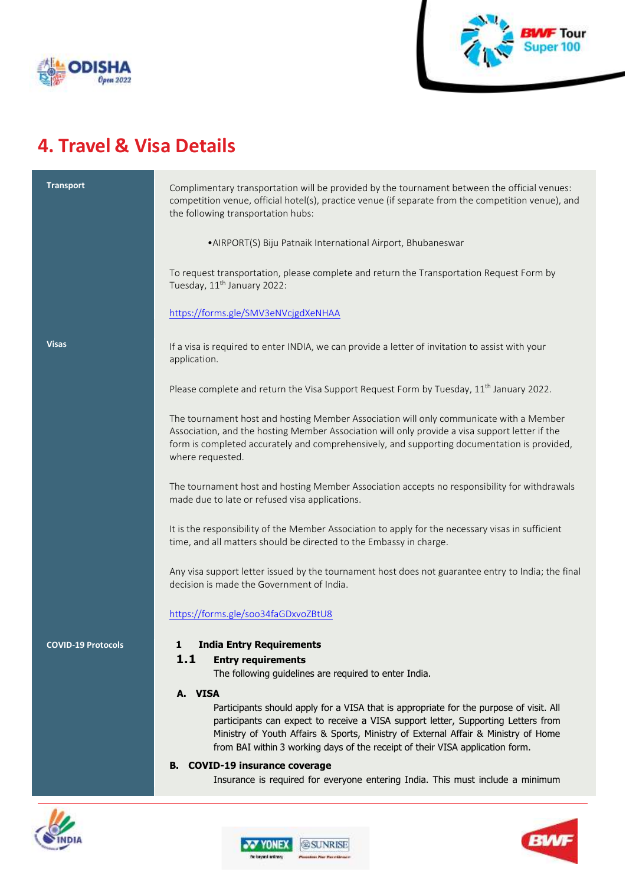# 4. Travel & Visa Details

| | |
|---|---|
| **Transport** | Complimentary transportation will be provided by the tournament between the official venues: competition venue, official hotel(s), practice venue (if separate from the competition venue), and the following transportation hubs:<br><br>•AIRPORT(S) Biju Patnaik International Airport, Bhubaneswar<br><br>To request transportation, please complete and return the Transportation Request Form by Tuesday, 11th January 2022:<br><br>https://forms.gle/SMV3eNVcjgdXeNHAA |
| **Visas** | If a visa is required to enter INDIA, we can provide a letter of invitation to assist with your application.<br><br>Please complete and return the Visa Support Request Form by Tuesday, 11th January 2022.<br><br>The tournament host and hosting Member Association will only communicate with a Member Association, and the hosting Member Association will only provide a visa support letter if the form is completed accurately and comprehensively, and supporting documentation is provided, where requested.<br><br>The tournament host and hosting Member Association accepts no responsibility for withdrawals made due to late or refused visa applications.<br><br>It is the responsibility of the Member Association to apply for the necessary visas in sufficient time, and all matters should be directed to the Embassy in charge.<br><br>Any visa support letter issued by the tournament host does not guarantee entry to India; the final decision is made the Government of India.<br><br>https://forms.gle/soo34faGDxvoZBtU8 |
| **COVID-19 Protocols** | **1 India Entry Requirements**<br>**1.1 Entry requirements**<br>The following guidelines are required to enter India.<br><br>**A. VISA**<br>Participants should apply for a VISA that is appropriate for the purpose of visit. All participants can expect to receive a VISA support letter, Supporting Letters from Ministry of Youth Affairs & Sports, Ministry of External Affair & Ministry of Home from BAI within 3 working days of the receipt of their VISA application form.<br><br>**B. COVID-19 insurance coverage**<br>Insurance is required for everyone entering India. This must include a minimum |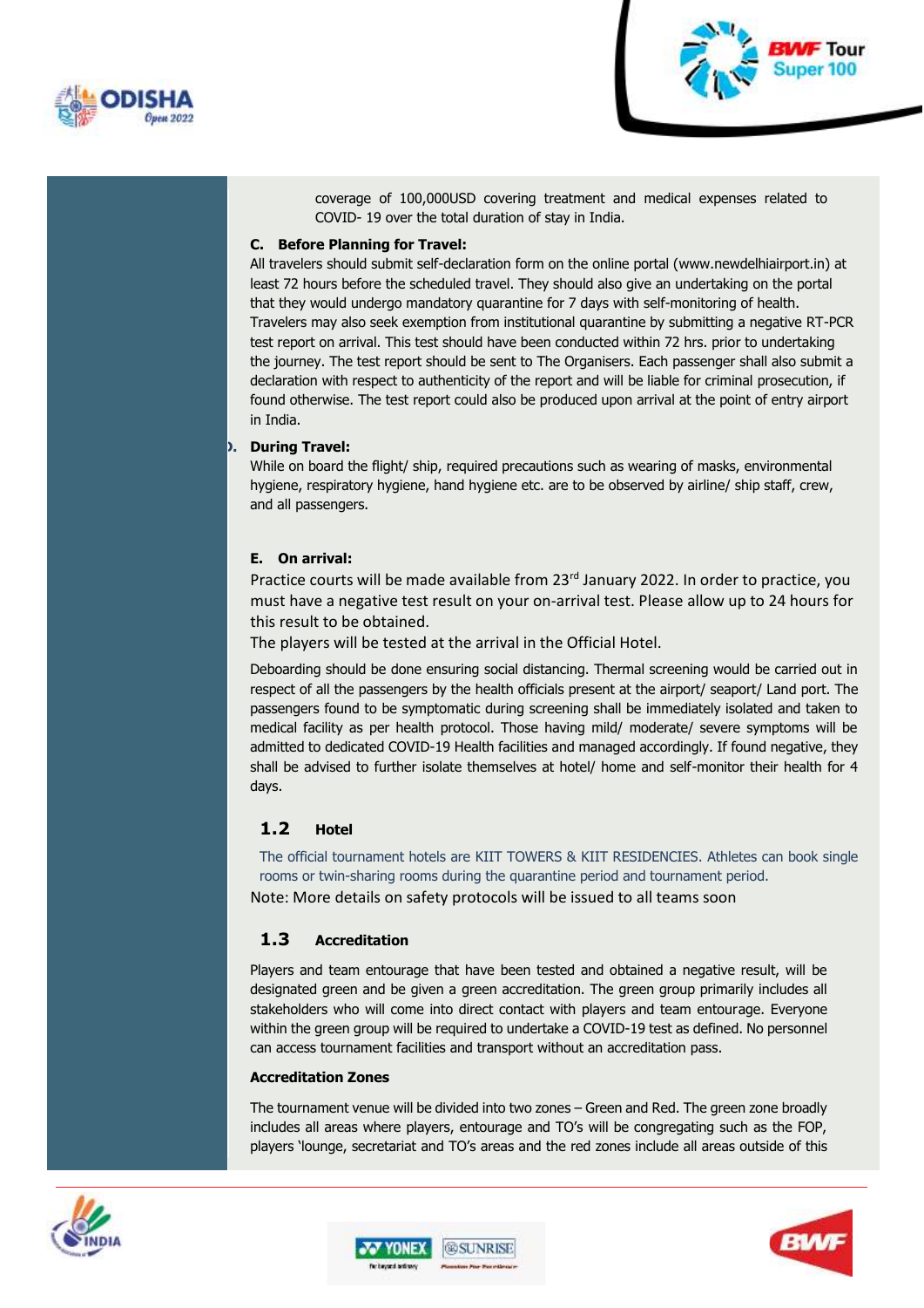coverage of 100,000USD covering treatment and medical expenses related to COVID- 19 over the total duration of stay in India.

**C. Before Planning for Travel:**

All travelers should submit self-declaration form on the online portal (www.newdelhiairport.in) at least 72 hours before the scheduled travel. They should also give an undertaking on the portal that they would undergo mandatory quarantine for 7 days with self-monitoring of health. Travelers may also seek exemption from institutional quarantine by submitting a negative RT-PCR test report on arrival. This test should have been conducted within 72 hrs. prior to undertaking the journey. The test report should be sent to The Organisers. Each passenger shall also submit a declaration with respect to authenticity of the report and will be liable for criminal prosecution, if found otherwise. The test report could also be produced upon arrival at the point of entry airport in India.

**D. During Travel:**

While on board the flight/ ship, required precautions such as wearing of masks, environmental hygiene, respiratory hygiene, hand hygiene etc. are to be observed by airline/ ship staff, crew, and all passengers.

**E. On arrival:**

Practice courts will be made available from 23rd January 2022. In order to practice, you must have a negative test result on your on-arrival test. Please allow up to 24 hours for this result to be obtained.

The players will be tested at the arrival in the Official Hotel.

Deboarding should be done ensuring social distancing. Thermal screening would be carried out in respect of all the passengers by the health officials present at the airport/ seaport/ Land port. The passengers found to be symptomatic during screening shall be immediately isolated and taken to medical facility as per health protocol. Those having mild/ moderate/ severe symptoms will be admitted to dedicated COVID-19 Health facilities and managed accordingly. If found negative, they shall be advised to further isolate themselves at hotel/ home and self-monitor their health for 4 days.

## 1.2 Hotel

The official tournament hotels are KIIT TOWERS & KIIT RESIDENCIES. Athletes can book single rooms or twin-sharing rooms during the quarantine period and tournament period.

Note: More details on safety protocols will be issued to all teams soon

## 1.3 Accreditation

Players and team entourage that have been tested and obtained a negative result, will be designated green and be given a green accreditation. The green group primarily includes all stakeholders who will come into direct contact with players and team entourage. Everyone within the green group will be required to undertake a COVID-19 test as defined. No personnel can access tournament facilities and transport without an accreditation pass.

**Accreditation Zones**

The tournament venue will be divided into two zones – Green and Red. The green zone broadly includes all areas where players, entourage and TO's will be congregating such as the FOP, players 'lounge, secretariat and TO's areas and the red zones include all areas outside of this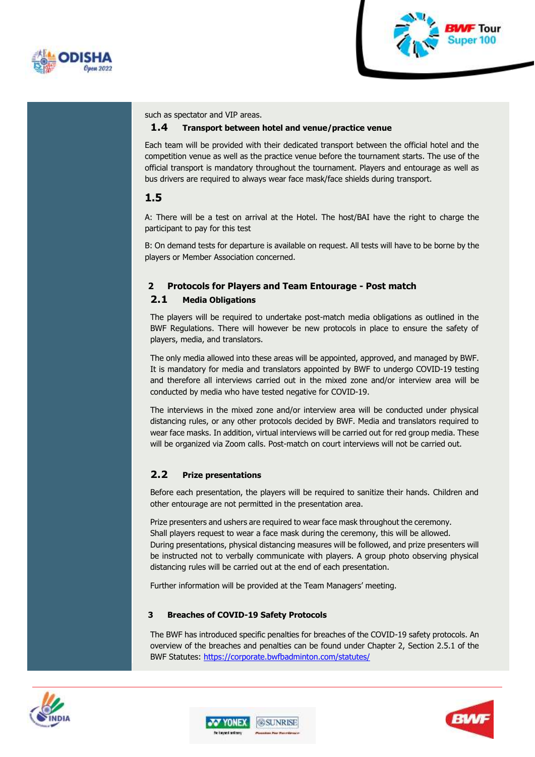such as spectator and VIP areas.

### 1.4 Transport between hotel and venue/practice venue

Each team will be provided with their dedicated transport between the official hotel and the competition venue as well as the practice venue before the tournament starts. The use of the official transport is mandatory throughout the tournament. Players and entourage as well as bus drivers are required to always wear face mask/face shields during transport.

### 1.5

A: There will be a test on arrival at the Hotel. The host/BAI have the right to charge the participant to pay for this test

B: On demand tests for departure is available on request. All tests will have to be borne by the players or Member Association concerned.

## 2 Protocols for Players and Team Entourage - Post match

### 2.1 Media Obligations

The players will be required to undertake post-match media obligations as outlined in the BWF Regulations. There will however be new protocols in place to ensure the safety of players, media, and translators.

The only media allowed into these areas will be appointed, approved, and managed by BWF. It is mandatory for media and translators appointed by BWF to undergo COVID-19 testing and therefore all interviews carried out in the mixed zone and/or interview area will be conducted by media who have tested negative for COVID-19.

The interviews in the mixed zone and/or interview area will be conducted under physical distancing rules, or any other protocols decided by BWF. Media and translators required to wear face masks. In addition, virtual interviews will be carried out for red group media. These will be organized via Zoom calls. Post-match on court interviews will not be carried out.

### 2.2 Prize presentations

Before each presentation, the players will be required to sanitize their hands. Children and other entourage are not permitted in the presentation area.

Prize presenters and ushers are required to wear face mask throughout the ceremony.
Shall players request to wear a face mask during the ceremony, this will be allowed.
During presentations, physical distancing measures will be followed, and prize presenters will be instructed not to verbally communicate with players. A group photo observing physical distancing rules will be carried out at the end of each presentation.

Further information will be provided at the Team Managers' meeting.

## 3 Breaches of COVID-19 Safety Protocols

The BWF has introduced specific penalties for breaches of the COVID-19 safety protocols. An overview of the breaches and penalties can be found under Chapter 2, Section 2.5.1 of the BWF Statutes: https://corporate.bwfbadminton.com/statutes/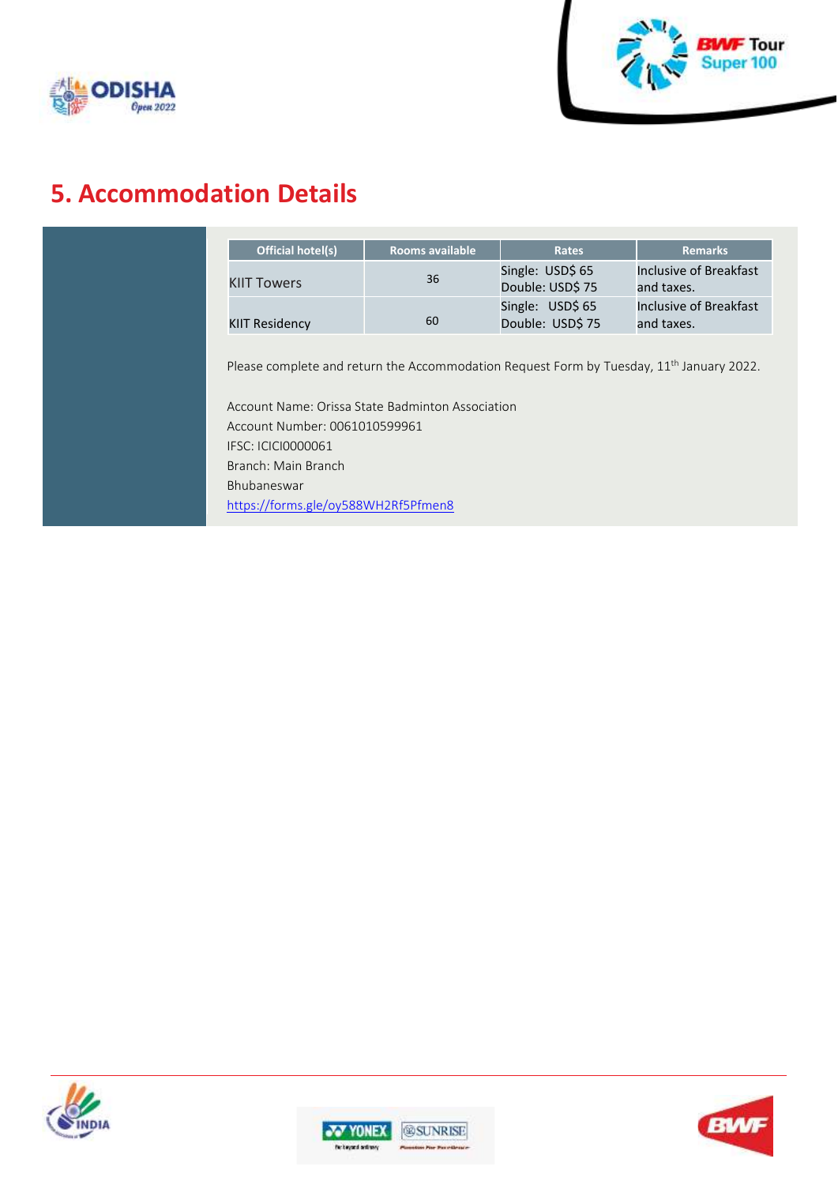## 5. Accommodation Details

| Official hotel(s) | Rooms available | Rates | Remarks |
|---|---|---|---|
| KIIT Towers | 36 | Single: USD$ 65<br>Double: USD$ 75 | Inclusive of Breakfast and taxes. |
| KIIT Residency | 60 | Single: USD$ 65<br>Double: USD$ 75 | Inclusive of Breakfast and taxes. |

Please complete and return the Accommodation Request Form by Tuesday, 11th January 2022.

Account Name: Orissa State Badminton Association
Account Number: 0061010599961
IFSC: ICICI0000061
Branch: Main Branch
Bhubaneswar
https://forms.gle/oy588WH2Rf5Pfmen8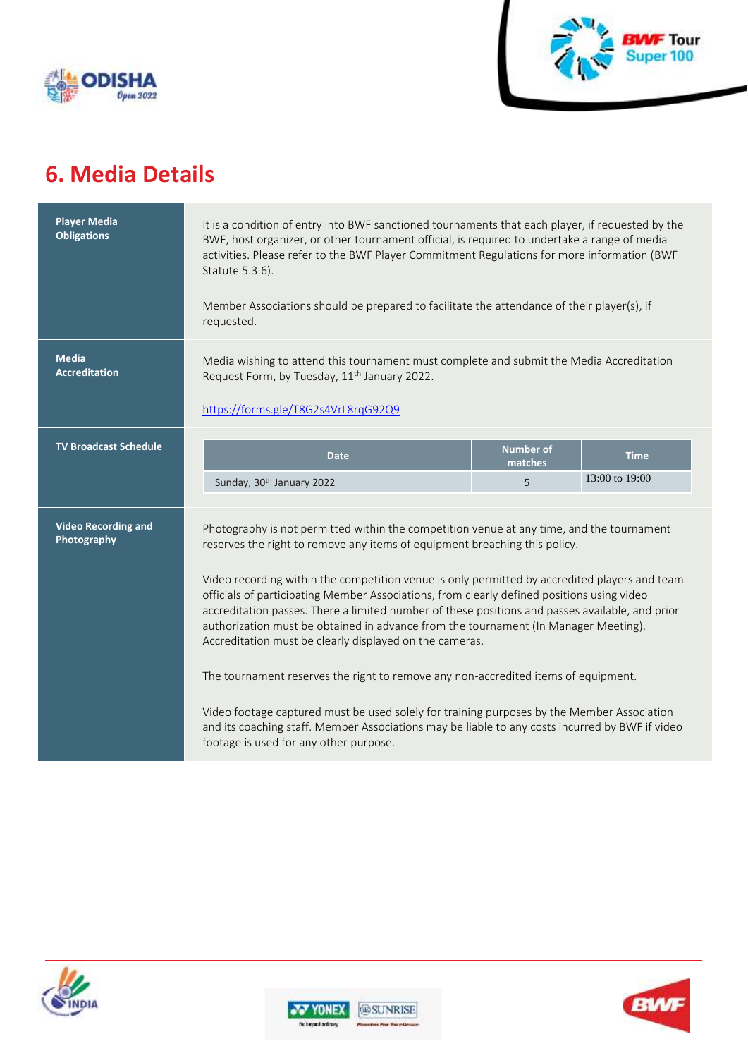# 6. Media Details

| | |
|---|---|
| **Player Media Obligations** | It is a condition of entry into BWF sanctioned tournaments that each player, if requested by the BWF, host organizer, or other tournament official, is required to undertake a range of media activities. Please refer to the BWF Player Commitment Regulations for more information (BWF Statute 5.3.6).<br><br>Member Associations should be prepared to facilitate the attendance of their player(s), if requested. |
| **Media Accreditation** | Media wishing to attend this tournament must complete and submit the Media Accreditation Request Form, by Tuesday, 11th January 2022.<br><br>https://forms.gle/T8G2s4VrL8rqG92Q9 |
| **TV Broadcast Schedule** | See table below |
| **Video Recording and Photography** | Photography is not permitted within the competition venue at any time, and the tournament reserves the right to remove any items of equipment breaching this policy.<br><br>Video recording within the competition venue is only permitted by accredited players and team officials of participating Member Associations, from clearly defined positions using video accreditation passes. There a limited number of these positions and passes available, and prior authorization must be obtained in advance from the tournament (In Manager Meeting). Accreditation must be clearly displayed on the cameras.<br><br>The tournament reserves the right to remove any non-accredited items of equipment.<br><br>Video footage captured must be used solely for training purposes by the Member Association and its coaching staff. Member Associations may be liable to any costs incurred by BWF if video footage is used for any other purpose. |

**TV Broadcast Schedule**

| Date | Number of matches | Time |
|---|---|---|
| Sunday, 30th January 2022 | 5 | 13:00 to 19:00 |